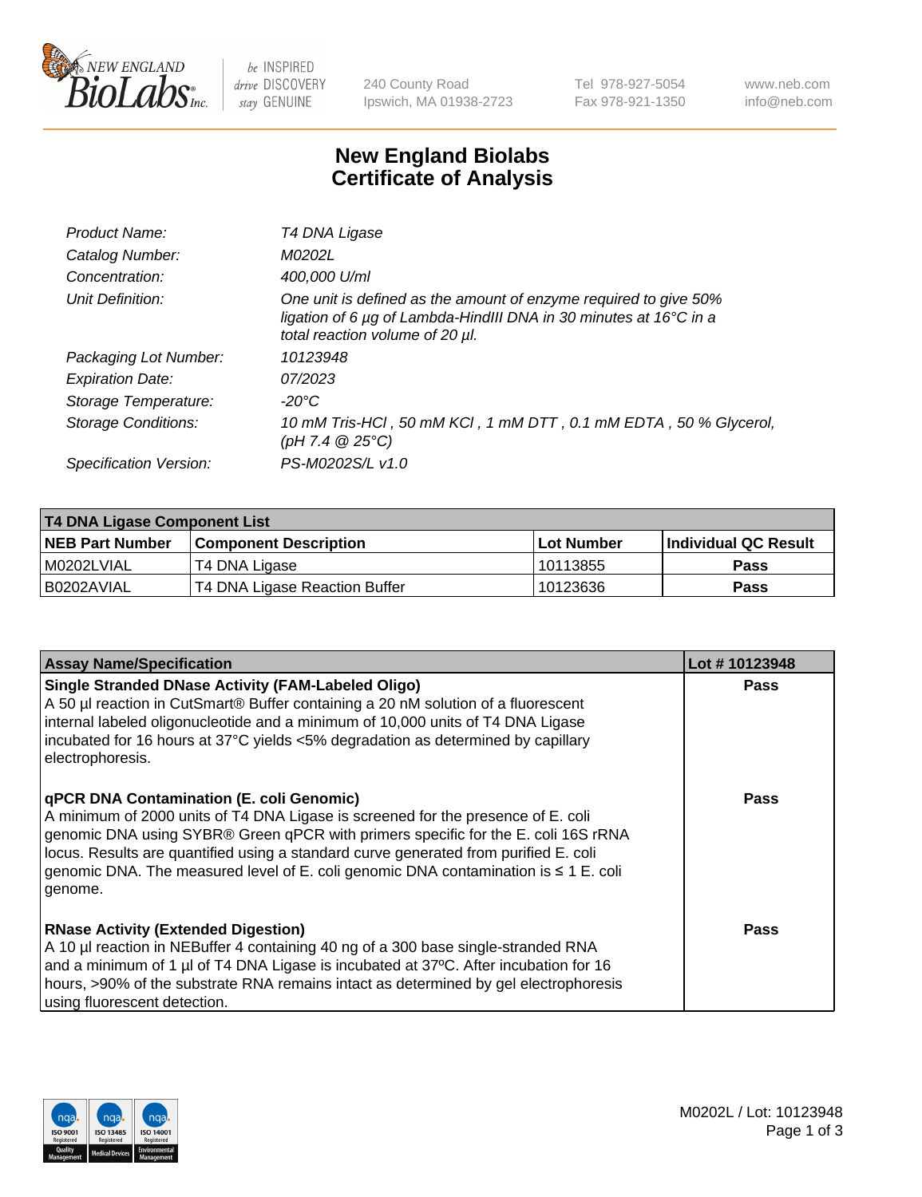# New England Biolabs Certificate of Analysis

| | |
|---|---|
| Product Name: | *T4 DNA Ligase* |
| Catalog Number: | *M0202L* |
| Concentration: | *400,000 U/ml* |
| Unit Definition: | *One unit is defined as the amount of enzyme required to give 50% ligation of 6 µg of Lambda-HindIII DNA in 30 minutes at 16°C in a total reaction volume of 20 µl.* |
| Packaging Lot Number: | *10123948* |
| Expiration Date: | *07/2023* |
| Storage Temperature: | *-20°C* |
| Storage Conditions: | *10 mM Tris-HCl , 50 mM KCl , 1 mM DTT , 0.1 mM EDTA , 50 % Glycerol, (pH 7.4 @ 25°C)* |
| Specification Version: | *PS-M0202S/L v1.0* |

| T4 DNA Ligase Component List | | | |
|---|---|---|---|
| **NEB Part Number** | **Component Description** | **Lot Number** | **Individual QC Result** |
| M0202LVIAL | T4 DNA Ligase | 10113855 | Pass |
| B0202AVIAL | T4 DNA Ligase Reaction Buffer | 10123636 | Pass |

| Assay Name/Specification | Lot # 10123948 |
|---|---|
| **Single Stranded DNase Activity (FAM-Labeled Oligo)** A 50 µl reaction in CutSmart® Buffer containing a 20 nM solution of a fluorescent internal labeled oligonucleotide and a minimum of 10,000 units of T4 DNA Ligase incubated for 16 hours at 37°C yields <5% degradation as determined by capillary electrophoresis. | Pass |
| **qPCR DNA Contamination (E. coli Genomic)** A minimum of 2000 units of T4 DNA Ligase is screened for the presence of E. coli genomic DNA using SYBR® Green qPCR with primers specific for the E. coli 16S rRNA locus. Results are quantified using a standard curve generated from purified E. coli genomic DNA. The measured level of E. coli genomic DNA contamination is ≤ 1 E. coli genome. | Pass |
| **RNase Activity (Extended Digestion)** A 10 µl reaction in NEBuffer 4 containing 40 ng of a 300 base single-stranded RNA and a minimum of 1 µl of T4 DNA Ligase is incubated at 37ºC. After incubation for 16 hours, >90% of the substrate RNA remains intact as determined by gel electrophoresis using fluorescent detection. | Pass |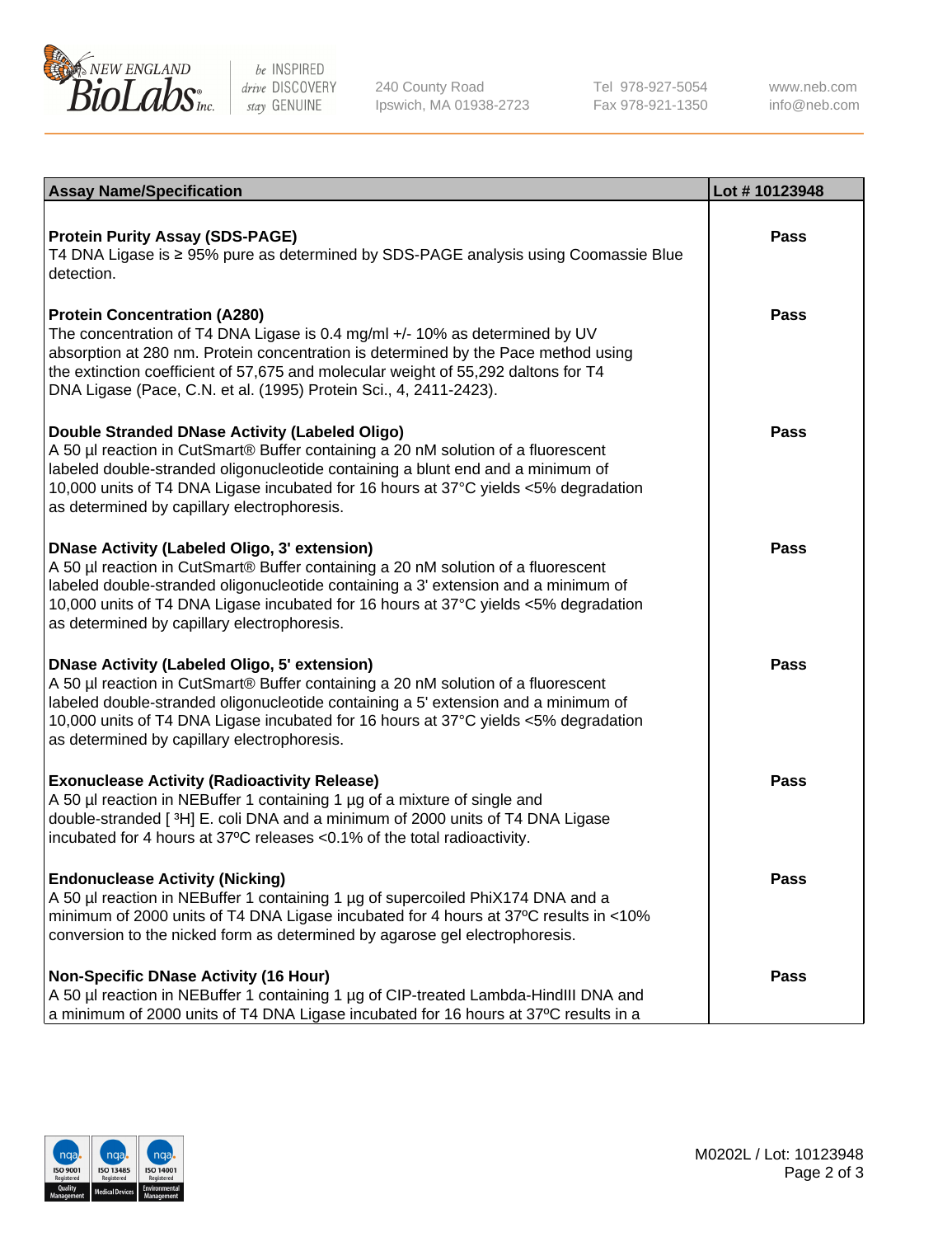| Assay Name/Specification | Lot # 10123948 |
|---|---|
| **Protein Purity Assay (SDS-PAGE)**<br>T4 DNA Ligase is ≥ 95% pure as determined by SDS-PAGE analysis using Coomassie Blue detection. | Pass |
| **Protein Concentration (A280)**<br>The concentration of T4 DNA Ligase is 0.4 mg/ml +/- 10% as determined by UV absorption at 280 nm. Protein concentration is determined by the Pace method using the extinction coefficient of 57,675 and molecular weight of 55,292 daltons for T4 DNA Ligase (Pace, C.N. et al. (1995) Protein Sci., 4, 2411-2423). | Pass |
| **Double Stranded DNase Activity (Labeled Oligo)**<br>A 50 µl reaction in CutSmart® Buffer containing a 20 nM solution of a fluorescent labeled double-stranded oligonucleotide containing a blunt end and a minimum of 10,000 units of T4 DNA Ligase incubated for 16 hours at 37°C yields <5% degradation as determined by capillary electrophoresis. | Pass |
| **DNase Activity (Labeled Oligo, 3' extension)**<br>A 50 µl reaction in CutSmart® Buffer containing a 20 nM solution of a fluorescent labeled double-stranded oligonucleotide containing a 3' extension and a minimum of 10,000 units of T4 DNA Ligase incubated for 16 hours at 37°C yields <5% degradation as determined by capillary electrophoresis. | Pass |
| **DNase Activity (Labeled Oligo, 5' extension)**<br>A 50 µl reaction in CutSmart® Buffer containing a 20 nM solution of a fluorescent labeled double-stranded oligonucleotide containing a 5' extension and a minimum of 10,000 units of T4 DNA Ligase incubated for 16 hours at 37°C yields <5% degradation as determined by capillary electrophoresis. | Pass |
| **Exonuclease Activity (Radioactivity Release)**<br>A 50 µl reaction in NEBuffer 1 containing 1 µg of a mixture of single and double-stranded [ $^3$H] E. coli DNA and a minimum of 2000 units of T4 DNA Ligase incubated for 4 hours at 37ºC releases <0.1% of the total radioactivity. | Pass |
| **Endonuclease Activity (Nicking)**<br>A 50 µl reaction in NEBuffer 1 containing 1 µg of supercoiled PhiX174 DNA and a minimum of 2000 units of T4 DNA Ligase incubated for 4 hours at 37ºC results in <10% conversion to the nicked form as determined by agarose gel electrophoresis. | Pass |
| **Non-Specific DNase Activity (16 Hour)**<br>A 50 µl reaction in NEBuffer 1 containing 1 µg of CIP-treated Lambda-HindIII DNA and a minimum of 2000 units of T4 DNA Ligase incubated for 16 hours at 37ºC results in a | Pass |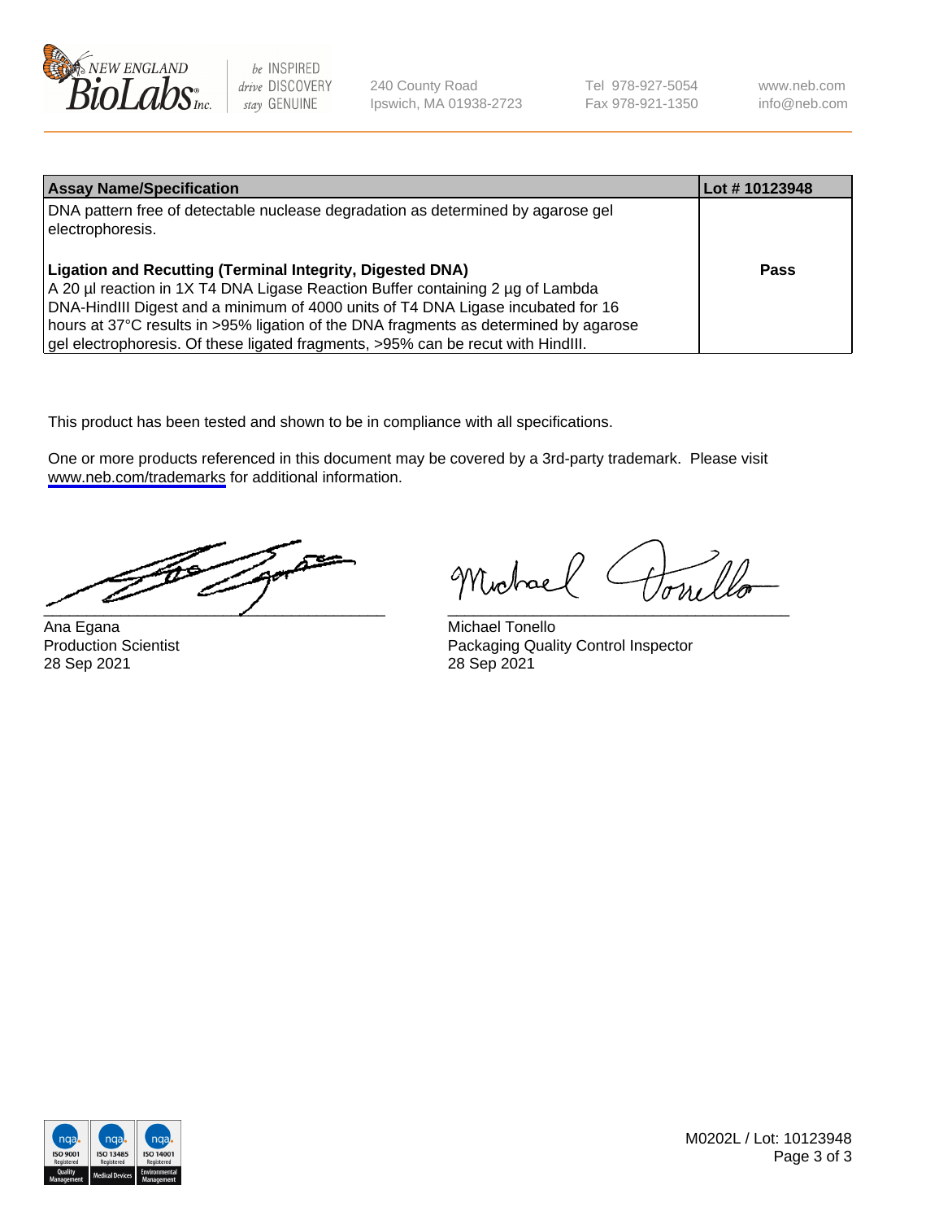| Assay Name/Specification | Lot # 10123948 |
| --- | --- |
| DNA pattern free of detectable nuclease degradation as determined by agarose gel electrophoresis. | |
| **Ligation and Recutting (Terminal Integrity, Digested DNA)** A 20 µl reaction in 1X T4 DNA Ligase Reaction Buffer containing 2 µg of Lambda DNA-HindIII Digest and a minimum of 4000 units of T4 DNA Ligase incubated for 16 hours at 37°C results in >95% ligation of the DNA fragments as determined by agarose gel electrophoresis. Of these ligated fragments, >95% can be recut with HindIII. | **Pass** |

This product has been tested and shown to be in compliance with all specifications.

One or more products referenced in this document may be covered by a 3rd-party trademark. Please visit www.neb.com/trademarks for additional information.

Ana Egana
Production Scientist
28 Sep 2021

Michael Tonello
Packaging Quality Control Inspector
28 Sep 2021

M0202L / Lot: 10123948